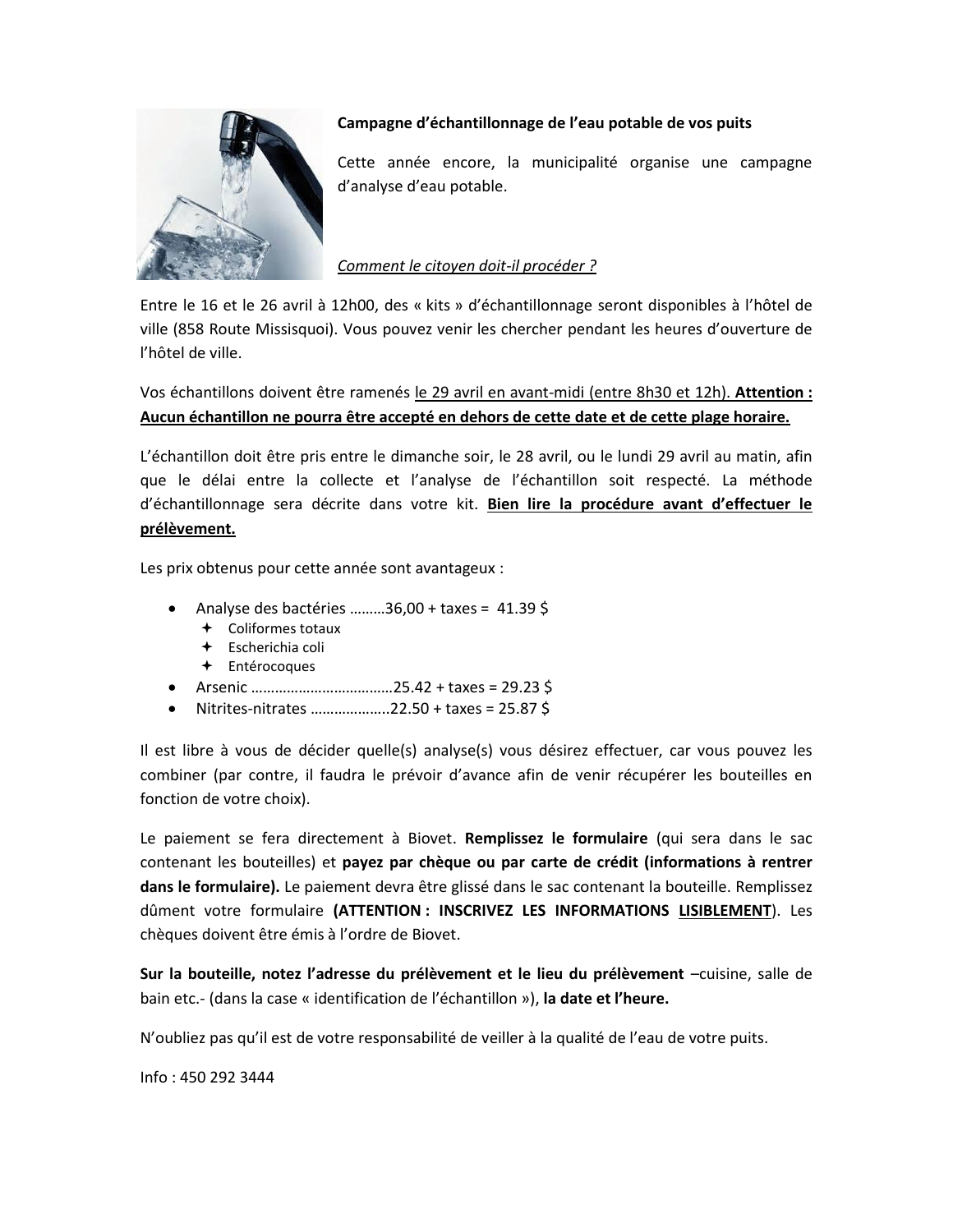**Campagne d'échantillonnage de l'eau potable de vos puits**

Cette année encore, la municipalité organise une campagne d'analyse d'eau potable.

*Comment le citoyen doit-il procéder ?*

Entre le 16 et le 26 avril à 12h00, des « kits » d'échantillonnage seront disponibles à l'hôtel de ville (858 Route Missisquoi). Vous pouvez venir les chercher pendant les heures d'ouverture de l'hôtel de ville.

Vos échantillons doivent être ramenés le 29 avril en avant-midi (entre 8h30 et 12h). **Attention : Aucun échantillon ne pourra être accepté en dehors de cette date et de cette plage horaire.**

L'échantillon doit être pris entre le dimanche soir, le 28 avril, ou le lundi 29 avril au matin, afin que le délai entre la collecte et l'analyse de l'échantillon soit respecté. La méthode d'échantillonnage sera décrite dans votre kit. **Bien lire la procédure avant d'effectuer le prélèvement.**

Les prix obtenus pour cette année sont avantageux :

- Analyse des bactéries ………36,00 + taxes = 41.39 $
  - Coliformes totaux
  - Escherichia coli
  - Entérocoques
- Arsenic ………………………………25.42 + taxes = 29.23 $
- Nitrites-nitrates ………………..22.50 + taxes = 25.87 $

Il est libre à vous de décider quelle(s) analyse(s) vous désirez effectuer, car vous pouvez les combiner (par contre, il faudra le prévoir d'avance afin de venir récupérer les bouteilles en fonction de votre choix).

Le paiement se fera directement à Biovet. **Remplissez le formulaire** (qui sera dans le sac contenant les bouteilles) et **payez par chèque ou par carte de crédit (informations à rentrer dans le formulaire).** Le paiement devra être glissé dans le sac contenant la bouteille. Remplissez dûment votre formulaire **(ATTENTION : INSCRIVEZ LES INFORMATIONS LISIBLEMENT)**. Les chèques doivent être émis à l'ordre de Biovet.

**Sur la bouteille, notez l'adresse du prélèvement et le lieu du prélèvement** –cuisine, salle de bain etc.- (dans la case « identification de l'échantillon »), **la date et l'heure.**

N'oubliez pas qu'il est de votre responsabilité de veiller à la qualité de l'eau de votre puits.

Info : 450 292 3444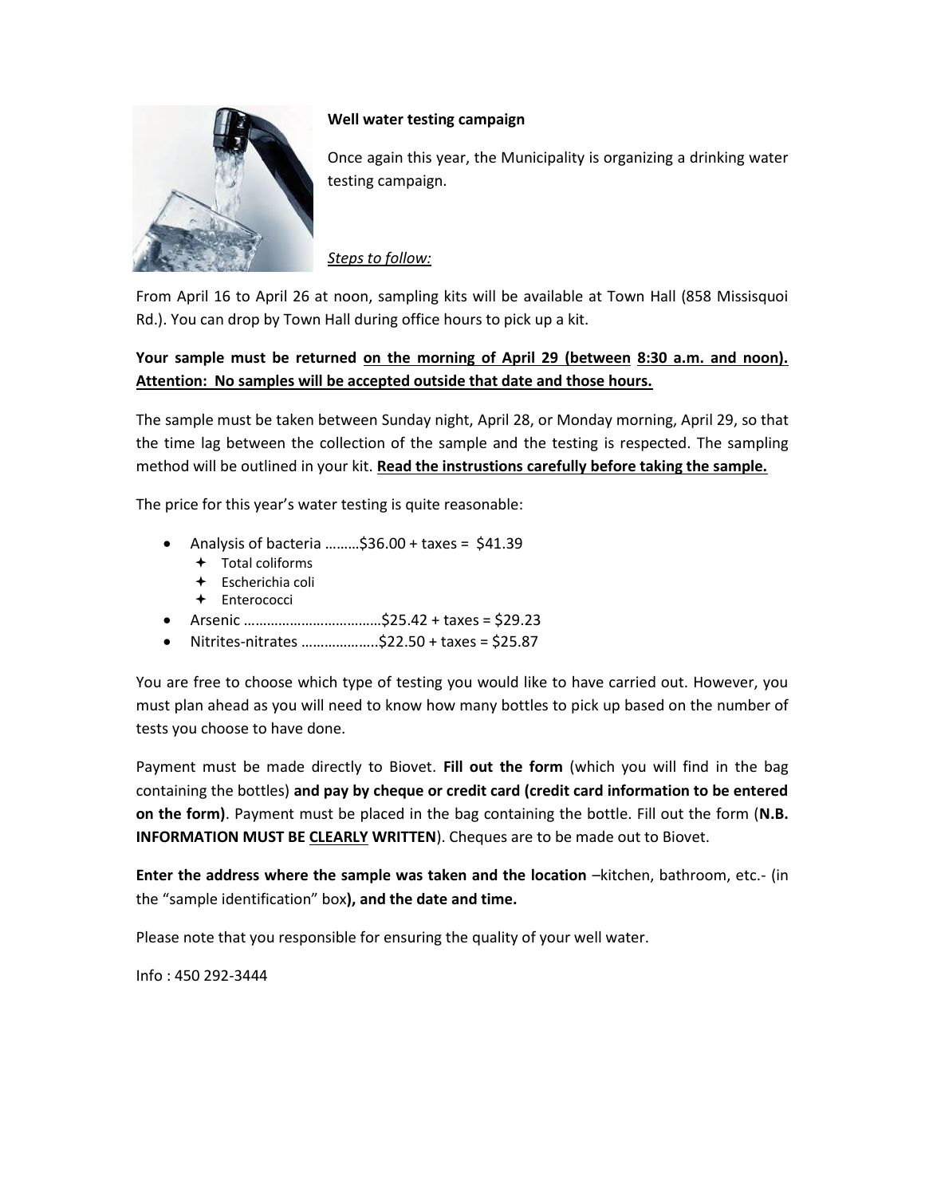**Well water testing campaign**

Once again this year, the Municipality is organizing a drinking water testing campaign.

*Steps to follow:*

From April 16 to April 26 at noon, sampling kits will be available at Town Hall (858 Missisquoi Rd.). You can drop by Town Hall during office hours to pick up a kit.

**Your sample must be returned <u>on the morning of April 29 (between</u> <u>8:30 a.m. and noon).</u> <u>Attention: No samples will be accepted outside that date and those hours.</u>**

The sample must be taken between Sunday night, April 28, or Monday morning, April 29, so that the time lag between the collection of the sample and the testing is respected. The sampling method will be outlined in your kit. **<u>Read the instrustions carefully before taking the sample.</u>**

The price for this year's water testing is quite reasonable:

- Analysis of bacteria ………$36.00 + taxes = $41.39
  - Total coliforms
  - Escherichia coli
  - Enterococci
- Arsenic ………………………………$25.42 + taxes = $29.23
- Nitrites-nitrates ………………..$22.50 + taxes = $25.87

You are free to choose which type of testing you would like to have carried out. However, you must plan ahead as you will need to know how many bottles to pick up based on the number of tests you choose to have done.

Payment must be made directly to Biovet. **Fill out the form** (which you will find in the bag containing the bottles) **and pay by cheque or credit card (credit card information to be entered on the form)**. Payment must be placed in the bag containing the bottle. Fill out the form (**N.B. INFORMATION MUST BE <u>CLEARLY</u> WRITTEN**). Cheques are to be made out to Biovet.

**Enter the address where the sample was taken and the location** –kitchen, bathroom, etc.- (in the "sample identification" box**), and the date and time.**

Please note that you responsible for ensuring the quality of your well water.

Info : 450 292-3444